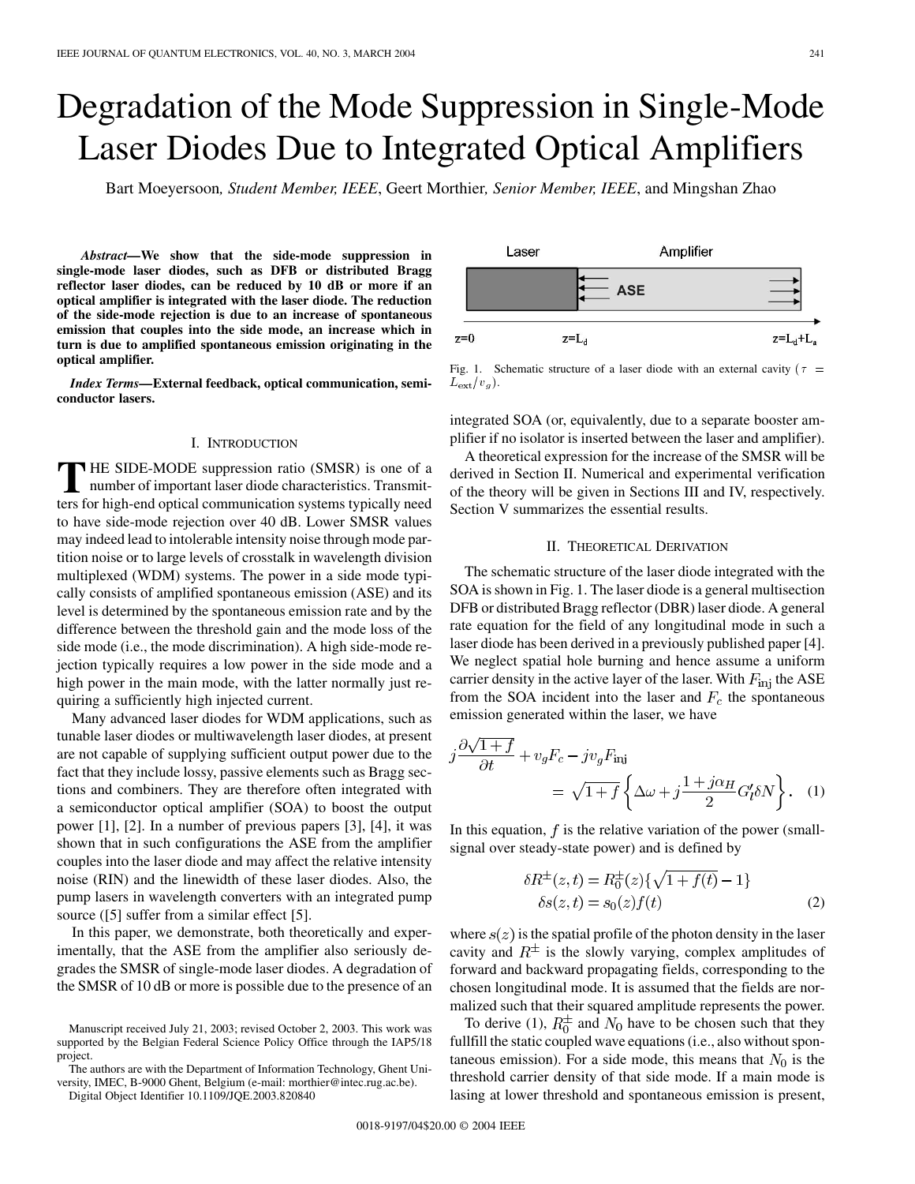# Degradation of the Mode Suppression in Single-Mode Laser Diodes Due to Integrated Optical Amplifiers

Bart Moeyersoon, *Student Member, IEEE*, Geert Morthier, *Senior Member, IEEE*, and Mingshan Zhao

***Abstract*—We show that the side-mode suppression in single-mode laser diodes, such as DFB or distributed Bragg reflector laser diodes, can be reduced by 10 dB or more if an optical amplifier is integrated with the laser diode. The reduction of the side-mode rejection is due to an increase of spontaneous emission that couples into the side mode, an increase which in turn is due to amplified spontaneous emission originating in the optical amplifier.**

***Index Terms*—External feedback, optical communication, semiconductor lasers.**

## I. Introduction

The side-mode suppression ratio (SMSR) is one of a number of important laser diode characteristics. Transmitters for high-end optical communication systems typically need to have side-mode rejection over 40 dB. Lower SMSR values may indeed lead to intolerable intensity noise through mode partition noise or to large levels of crosstalk in wavelength division multiplexed (WDM) systems. The power in a side mode typically consists of amplified spontaneous emission (ASE) and its level is determined by the spontaneous emission rate and by the difference between the threshold gain and the mode loss of the side mode (i.e., the mode discrimination). A high side-mode rejection typically requires a low power in the side mode and a high power in the main mode, with the latter normally just requiring a sufficiently high injected current.

Many advanced laser diodes for WDM applications, such as tunable laser diodes or multiwavelength laser diodes, at present are not capable of supplying sufficient output power due to the fact that they include lossy, passive elements such as Bragg sections and combiners. They are therefore often integrated with a semiconductor optical amplifier (SOA) to boost the output power [1], [2]. In a number of previous papers [3], [4], it was shown that in such configurations the ASE from the amplifier couples into the laser diode and may affect the relative intensity noise (RIN) and the linewidth of these laser diodes. Also, the pump lasers in wavelength converters with an integrated pump source ([5] suffer from a similar effect [5].

In this paper, we demonstrate, both theoretically and experimentally, that the ASE from the amplifier also seriously degrades the SMSR of single-mode laser diodes. A degradation of the SMSR of 10 dB or more is possible due to the presence of an integrated SOA (or, equivalently, due to a separate booster amplifier if no isolator is inserted between the laser and amplifier).

A theoretical expression for the increase of the SMSR will be derived in Section II. Numerical and experimental verification of the theory will be given in Sections III and IV, respectively. Section V summarizes the essential results.

Manuscript received July 21, 2003; revised October 2, 2003. This work was supported by the Belgian Federal Science Policy Office through the IAP5/18 project.

The authors are with the Department of Information Technology, Ghent University, IMEC, B-9000 Ghent, Belgium (e-mail: morthier@intec.rug.ac.be).

Digital Object Identifier 10.1109/JQE.2003.820840

Fig. 1. Schematic structure of a laser diode with an external cavity ($\tau = L_{\text{ext}}/v_g$).

## II. Theoretical Derivation

The schematic structure of the laser diode integrated with the SOA is shown in Fig. 1. The laser diode is a general multisection DFB or distributed Bragg reflector (DBR) laser diode. A general rate equation for the field of any longitudinal mode in such a laser diode has been derived in a previously published paper [4]. We neglect spatial hole burning and hence assume a uniform carrier density in the active layer of the laser. With $F_{\text{inj}}$ the ASE from the SOA incident into the laser and $F_c$ the spontaneous emission generated within the laser, we have

$$j\frac{\partial\sqrt{1+f}}{\partial t} + v_g F_c - j v_g F_{\text{inj}} = \sqrt{1+f}\left\{\Delta\omega + j\frac{1+j\alpha_H}{2}G_l'\delta N\right\}. \quad (1)$$

In this equation, $f$ is the relative variation of the power (small-signal over steady-state power) and is defined by

$$\delta R^{\pm}(z,t) = R_0^{\pm}(z)\{\sqrt{1+f(t)} - 1\}$$
$$\delta s(z,t) = s_0(z) f(t) \quad (2)$$

where $s(z)$ is the spatial profile of the photon density in the laser cavity and $R^{\pm}$ is the slowly varying, complex amplitudes of forward and backward propagating fields, corresponding to the chosen longitudinal mode. It is assumed that the fields are normalized such that their squared amplitude represents the power.

To derive (1), $R_0^{\pm}$ and $N_0$ have to be chosen such that they fullfill the static coupled wave equations (i.e., also without spontaneous emission). For a side mode, this means that $N_0$ is the threshold carrier density of that side mode. If a main mode is lasing at lower threshold and spontaneous emission is present,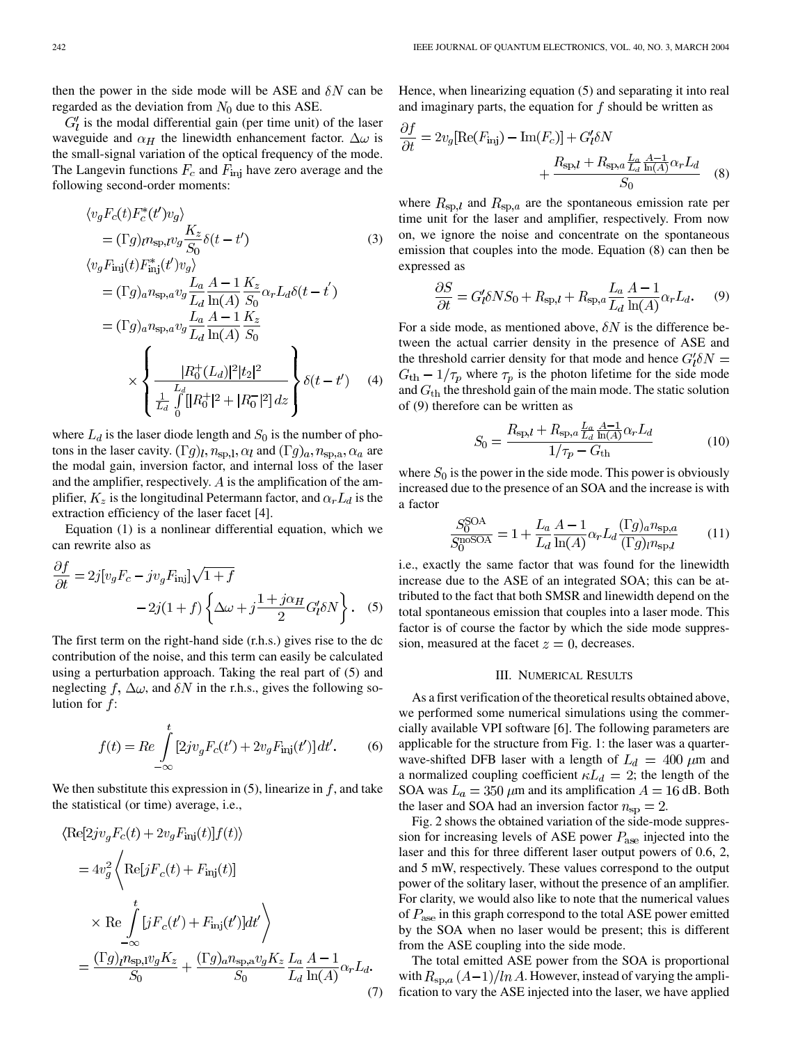then the power in the side mode will be ASE and $\delta N$ can be regarded as the deviation from $N_0$ due to this ASE.

$G'_l$ is the modal differential gain (per time unit) of the laser waveguide and $\alpha_H$ the linewidth enhancement factor. $\Delta\omega$ is the small-signal variation of the optical frequency of the mode. The Langevin functions $F_c$ and $F_{\rm inj}$ have zero average and the following second-order moments:

$$\langle v_g F_c(t) F_c^*(t') v_g \rangle = (\Gamma g)_l n_{\rm sp,l} v_g \frac{K_z}{S_0} \delta(t-t') \tag{3}$$

$$\begin{aligned}\langle v_g F_{\rm inj}(t) F_{\rm inj}^*(t') v_g \rangle &= (\Gamma g)_a n_{\rm sp,a} v_g \frac{L_a}{L_d} \frac{A-1}{\ln(A)} \frac{K_z}{S_0} \alpha_r L_d \delta(t-t') \\ &= (\Gamma g)_a n_{\rm sp,a} v_g \frac{L_a}{L_d} \frac{A-1}{\ln(A)} \frac{K_z}{S_0} \\ &\quad \times \left\{ \frac{|R_0^+(L_d)|^2 |t_2|^2}{\frac{1}{L_d}\int_0^{L_d} [|R_0^+|^2 + |R_0^-|^2]\, dz} \right\} \delta(t-t')\end{aligned} \tag{4}$$

where $L_d$ is the laser diode length and $S_0$ is the number of photons in the laser cavity. $(\Gamma g)_l, n_{\rm sp,l}, \alpha_l$ and $(\Gamma g)_a, n_{\rm sp,a}, \alpha_a$ are the modal gain, inversion factor, and internal loss of the laser and the amplifier, respectively. $A$ is the amplification of the amplifier, $K_z$ is the longitudinal Petermann factor, and $\alpha_r L_d$ is the extraction efficiency of the laser facet [4].

Equation (1) is a nonlinear differential equation, which we can rewrite also as

$$\frac{\partial f}{\partial t} = 2j[v_g F_c - j v_g F_{\rm inj}]\sqrt{1+f} - 2j(1+f)\left\{\Delta\omega + j\frac{1+j\alpha_H}{2} G'_l \delta N\right\}. \tag{5}$$

The first term on the right-hand side (r.h.s.) gives rise to the dc contribution of the noise, and this term can easily be calculated using a perturbation approach. Taking the real part of (5) and neglecting $f$, $\Delta\omega$, and $\delta N$ in the r.h.s., gives the following solution for $f$:

$$f(t) = Re \int_{-\infty}^{t} [2j v_g F_c(t') + 2 v_g F_{\rm inj}(t')]\, dt'. \tag{6}$$

We then substitute this expression in (5), linearize in $f$, and take the statistical (or time) average, i.e.,

$$\begin{aligned}&\langle {\rm Re}[2j v_g F_c(t) + 2 v_g F_{\rm inj}(t)] f(t) \rangle \\ &= 4 v_g^2 \left\langle {\rm Re}[j F_c(t) + F_{\rm inj}(t)] \times {\rm Re} \int_{-\infty}^{t} [j F_c(t') + F_{\rm inj}(t')] dt' \right\rangle \\ &= \frac{(\Gamma g)_l n_{\rm sp,l} v_g K_z}{S_0} + \frac{(\Gamma g)_a n_{\rm sp,a} v_g K_z}{S_0} \frac{L_a}{L_d} \frac{A-1}{\ln(A)} \alpha_r L_d.\end{aligned} \tag{7}$$

Hence, when linearizing equation (5) and separating it into real and imaginary parts, the equation for $f$ should be written as

$$\frac{\partial f}{\partial t} = 2 v_g [{\rm Re}(F_{\rm inj}) - {\rm Im}(F_c)] + G'_l \delta N + \frac{R_{\rm sp,l} + R_{\rm sp,a} \frac{L_a}{L_d} \frac{A-1}{\ln(A)} \alpha_r L_d}{S_0} \tag{8}$$

where $R_{\rm sp,l}$ and $R_{\rm sp,a}$ are the spontaneous emission rate per time unit for the laser and amplifier, respectively. From now on, we ignore the noise and concentrate on the spontaneous emission that couples into the mode. Equation (8) can then be expressed as

$$\frac{\partial S}{\partial t} = G'_l \delta N S_0 + R_{\rm sp,l} + R_{\rm sp,a} \frac{L_a}{L_d} \frac{A-1}{\ln(A)} \alpha_r L_d. \tag{9}$$

For a side mode, as mentioned above, $\delta N$ is the difference between the actual carrier density in the presence of ASE and the threshold carrier density for that mode and hence $G'_l \delta N = G_{\rm th} - 1/\tau_p$ where $\tau_p$ is the photon lifetime for the side mode and $G_{\rm th}$ the threshold gain of the main mode. The static solution of (9) therefore can be written as

$$S_0 = \frac{R_{\rm sp,l} + R_{\rm sp,a} \frac{L_a}{L_d} \frac{A-1}{\ln(A)} \alpha_r L_d}{1/\tau_p - G_{\rm th}} \tag{10}$$

where $S_0$ is the power in the side mode. This power is obviously increased due to the presence of an SOA and the increase is with a factor

$$\frac{S_0^{\rm SOA}}{S_0^{\rm noSOA}} = 1 + \frac{L_a}{L_d} \frac{A-1}{\ln(A)} \alpha_r L_d \frac{(\Gamma g)_a n_{\rm sp,a}}{(\Gamma g)_l n_{\rm sp,l}} \tag{11}$$

i.e., exactly the same factor that was found for the linewidth increase due to the ASE of an integrated SOA; this can be attributed to the fact that both SMSR and linewidth depend on the total spontaneous emission that couples into a laser mode. This factor is of course the factor by which the side mode suppression, measured at the facet $z = 0$, decreases.

## III. Numerical Results

As a first verification of the theoretical results obtained above, we performed some numerical simulations using the commercially available VPI software [6]. The following parameters are applicable for the structure from Fig. 1: the laser was a quarter-wave-shifted DFB laser with a length of $L_d = 400\ \mu$m and a normalized coupling coefficient $\kappa L_d = 2$; the length of the SOA was $L_a = 350\ \mu$m and its amplification $A = 16$ dB. Both the laser and SOA had an inversion factor $n_{\rm sp} = 2$.

Fig. 2 shows the obtained variation of the side-mode suppression for increasing levels of ASE power $P_{\rm ase}$ injected into the laser and this for three different laser output powers of 0.6, 2, and 5 mW, respectively. These values correspond to the output power of the solitary laser, without the presence of an amplifier. For clarity, we would also like to note that the numerical values of $P_{\rm ase}$ in this graph correspond to the total ASE power emitted by the SOA when no laser would be present; this is different from the ASE coupling into the side mode.

The total emitted ASE power from the SOA is proportional with $R_{\rm sp,a}\,(A-1)/\ln A$. However, instead of varying the amplification to vary the ASE injected into the laser, we have applied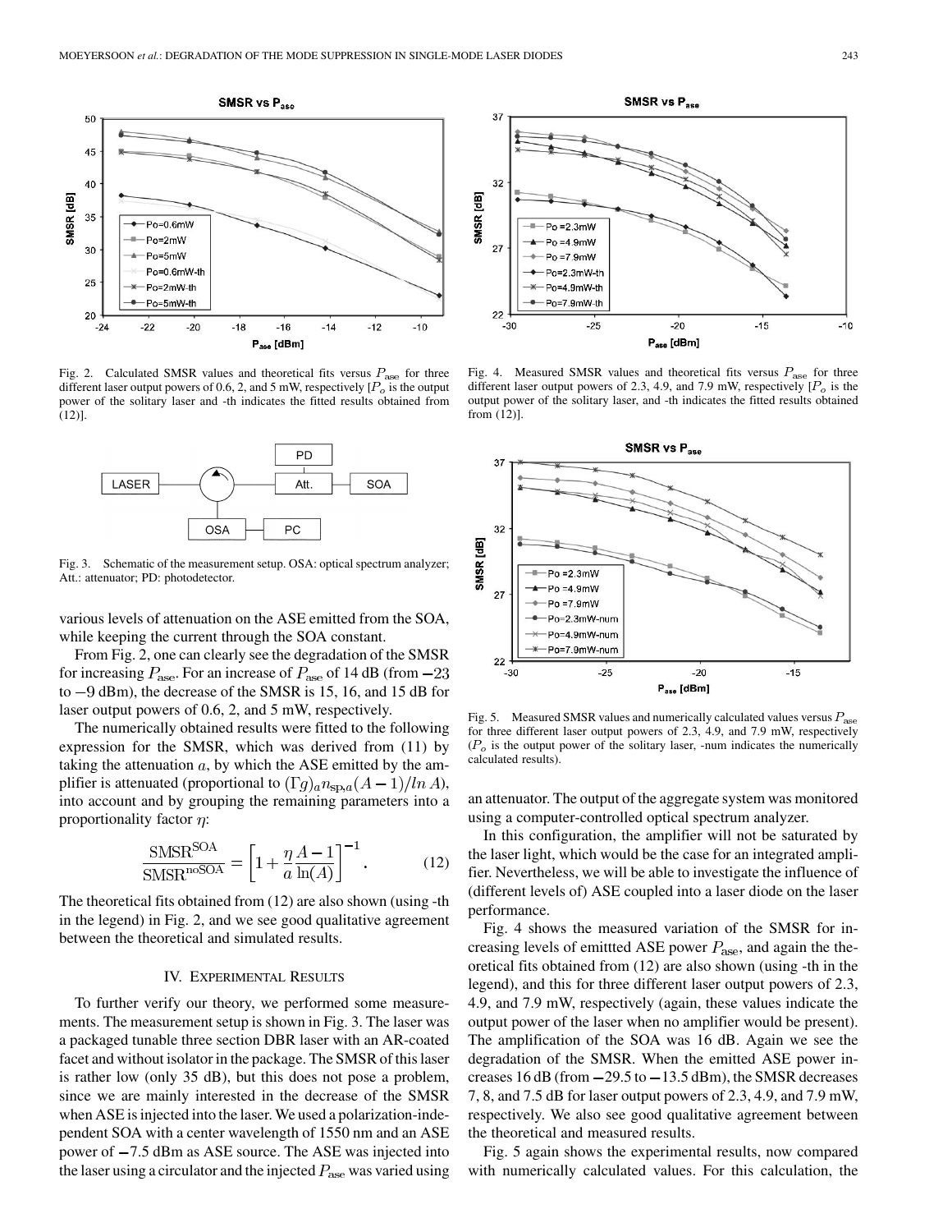Fig. 2. Calculated SMSR values and theoretical fits versus $P_{\mathrm{ase}}$ for three different laser output powers of 0.6, 2, and 5 mW, respectively [$P_o$ is the output power of the solitary laser and -th indicates the fitted results obtained from (12)].

Fig. 3. Schematic of the measurement setup. OSA: optical spectrum analyzer; Att.: attenuator; PD: photodetector.

various levels of attenuation on the ASE emitted from the SOA, while keeping the current through the SOA constant.

From Fig. 2, one can clearly see the degradation of the SMSR for increasing $P_{\mathrm{ase}}$. For an increase of $P_{\mathrm{ase}}$ of 14 dB (from $-23$ to $-9$ dBm), the decrease of the SMSR is 15, 16, and 15 dB for laser output powers of 0.6, 2, and 5 mW, respectively.

The numerically obtained results were fitted to the following expression for the SMSR, which was derived from (11) by taking the attenuation $a$, by which the ASE emitted by the amplifier is attenuated (proportional to $(\Gamma g)_a n_{\mathrm{sp},a}(A-1)/\ln A$), into account and by grouping the remaining parameters into a proportionality factor $\eta$:

$$\frac{\mathrm{SMSR}^{\mathrm{SOA}}}{\mathrm{SMSR}^{\mathrm{noSOA}}} = \left[1 + \frac{\eta}{a}\frac{A-1}{\ln(A)}\right]^{-1}. \tag{12}$$

The theoretical fits obtained from (12) are also shown (using -th in the legend) in Fig. 2, and we see good qualitative agreement between the theoretical and simulated results.

## IV. Experimental Results

To further verify our theory, we performed some measurements. The measurement setup is shown in Fig. 3. The laser was a packaged tunable three section DBR laser with an AR-coated facet and without isolator in the package. The SMSR of this laser is rather low (only 35 dB), but this does not pose a problem, since we are mainly interested in the decrease of the SMSR when ASE is injected into the laser. We used a polarization-independent SOA with a center wavelength of 1550 nm and an ASE power of $-7.5$ dBm as ASE source. The ASE was injected into the laser using a circulator and the injected $P_{\mathrm{ase}}$ was varied using an attenuator. The output of the aggregate system was monitored using a computer-controlled optical spectrum analyzer.

Fig. 4. Measured SMSR values and theoretical fits versus $P_{\mathrm{ase}}$ for three different laser output powers of 2.3, 4.9, and 7.9 mW, respectively [$P_o$ is the output power of the solitary laser, and -th indicates the fitted results obtained from (12)].

Fig. 5. Measured SMSR values and numerically calculated values versus $P_{\mathrm{ase}}$ for three different laser output powers of 2.3, 4.9, and 7.9 mW, respectively ($P_o$ is the output power of the solitary laser, -num indicates the numerically calculated results).

In this configuration, the amplifier will not be saturated by the laser light, which would be the case for an integrated amplifier. Nevertheless, we will be able to investigate the influence of (different levels of) ASE coupled into a laser diode on the laser performance.

Fig. 4 shows the measured variation of the SMSR for increasing levels of emittted ASE power $P_{\mathrm{ase}}$, and again the theoretical fits obtained from (12) are also shown (using -th in the legend), and this for three different laser output powers of 2.3, 4.9, and 7.9 mW, respectively (again, these values indicate the output power of the laser when no amplifier would be present). The amplification of the SOA was 16 dB. Again we see the degradation of the SMSR. When the emitted ASE power increases 16 dB (from $-29.5$ to $-13.5$ dBm), the SMSR decreases 7, 8, and 7.5 dB for laser output powers of 2.3, 4.9, and 7.9 mW, respectively. We also see good qualitative agreement between the theoretical and measured results.

Fig. 5 again shows the experimental results, now compared with numerically calculated values. For this calculation, the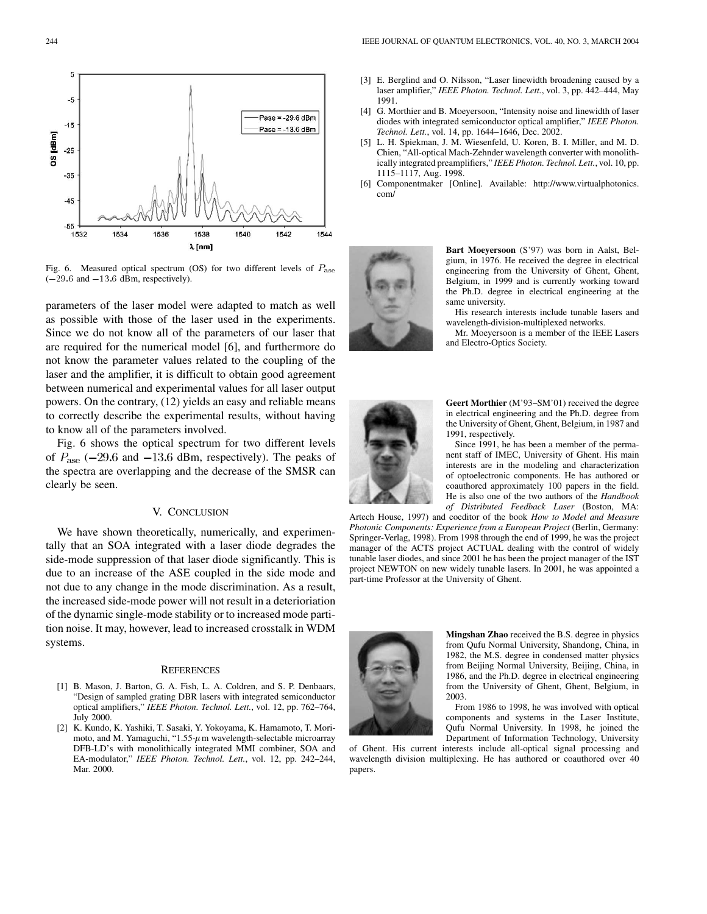OS [dBm]

5

-5

-15

-25

-35

-45

-55

1532 1534 1536 1538 1540 1542 1544

λ [nm]

Pase = -29.6 dBm

Pase = -13.6 dBm

Fig. 6. Measured optical spectrum (OS) for two different levels of $P_{\mathrm{ase}}$ ($-29.6$ and $-13.6$ dBm, respectively).

parameters of the laser model were adapted to match as well as possible with those of the laser used in the experiments. Since we do not know all of the parameters of our laser that are required for the numerical model [6], and furthermore do not know the parameter values related to the coupling of the laser and the amplifier, it is difficult to obtain good agreement between numerical and experimental values for all laser output powers. On the contrary, (12) yields an easy and reliable means to correctly describe the experimental results, without having to know all of the parameters involved.

Fig. 6 shows the optical spectrum for two different levels of $P_{\mathrm{ase}}$ ($-29.6$ and $-13.6$ dBm, respectively). The peaks of the spectra are overlapping and the decrease of the SMSR can clearly be seen.

## V. Conclusion

We have shown theoretically, numerically, and experimentally that an SOA integrated with a laser diode degrades the side-mode suppression of that laser diode significantly. This is due to an increase of the ASE coupled in the side mode and not due to any change in the mode discrimination. As a result, the increased side-mode power will not result in a deterioriation of the dynamic single-mode stability or to increased mode partition noise. It may, however, lead to increased crosstalk in WDM systems.

## References

[1] B. Mason, J. Barton, G. A. Fish, L. A. Coldren, and S. P. Denbaars, "Design of sampled grating DBR lasers with integrated semiconductor optical amplifiers," *IEEE Photon. Technol. Lett.*, vol. 12, pp. 762–764, July 2000.

[2] K. Kundo, K. Yashiki, T. Sasaki, Y. Yokoyama, K. Hamamoto, T. Morimoto, and M. Yamaguchi, "1.55-$\mu$m wavelength-selectable microarray DFB-LD's with monolithically integrated MMI combiner, SOA and EA-modulator," *IEEE Photon. Technol. Lett.*, vol. 12, pp. 242–244, Mar. 2000.

[3] E. Berglind and O. Nilsson, "Laser linewidth broadening caused by a laser amplifier," *IEEE Photon. Technol. Lett.*, vol. 3, pp. 442–444, May 1991.

[4] G. Morthier and B. Moeyersoon, "Intensity noise and linewidth of laser diodes with integrated semiconductor optical amplifier," *IEEE Photon. Technol. Lett.*, vol. 14, pp. 1644–1646, Dec. 2002.

[5] L. H. Spiekman, J. M. Wiesenfeld, U. Koren, B. I. Miller, and M. D. Chien, "All-optical Mach-Zehnder wavelength converter with monolithically integrated preamplifiers," *IEEE Photon. Technol. Lett.*, vol. 10, pp. 1115–1117, Aug. 1998.

[6] Componentmaker [Online]. Available: http://www.virtualphotonics.com/

**Bart Moeyersoon** (S'97) was born in Aalst, Belgium, in 1976. He received the degree in electrical engineering from the University of Ghent, Ghent, Belgium, in 1999 and is currently working toward the Ph.D. degree in electrical engineering at the same university.

His research interests include tunable lasers and wavelength-division-multiplexed networks.

Mr. Moeyersoon is a member of the IEEE Lasers and Electro-Optics Society.

**Geert Morthier** (M'93–SM'01) received the degree in electrical engineering and the Ph.D. degree from the University of Ghent, Ghent, Belgium, in 1987 and 1991, respectively.

Since 1991, he has been a member of the permanent staff of IMEC, University of Ghent. His main interests are in the modeling and characterization of optoelectronic components. He has authored or coauthored approximately 100 papers in the field. He is also one of the two authors of the *Handbook of Distributed Feedback Laser* (Boston, MA: Artech House, 1997) and coeditor of the book *How to Model and Measure Photonic Components: Experience from a European Project* (Berlin, Germany: Springer-Verlag, 1998). From 1998 through the end of 1999, he was the project manager of the ACTS project ACTUAL dealing with the control of widely tunable laser diodes, and since 2001 he has been the project manager of the IST project NEWTON on new widely tunable lasers. In 2001, he was appointed a part-time Professor at the University of Ghent.

**Mingshan Zhao** received the B.S. degree in physics from Qufu Normal University, Shandong, China, in 1982, the M.S. degree in condensed matter physics from Beijing Normal University, Beijing, China, in 1986, and the Ph.D. degree in electrical engineering from the University of Ghent, Ghent, Belgium, in 2003.

From 1986 to 1998, he was involved with optical components and systems in the Laser Institute, Qufu Normal University. In 1998, he joined the Department of Information Technology, University of Ghent. His current interests include all-optical signal processing and wavelength division multiplexing. He has authored or coauthored over 40 papers.